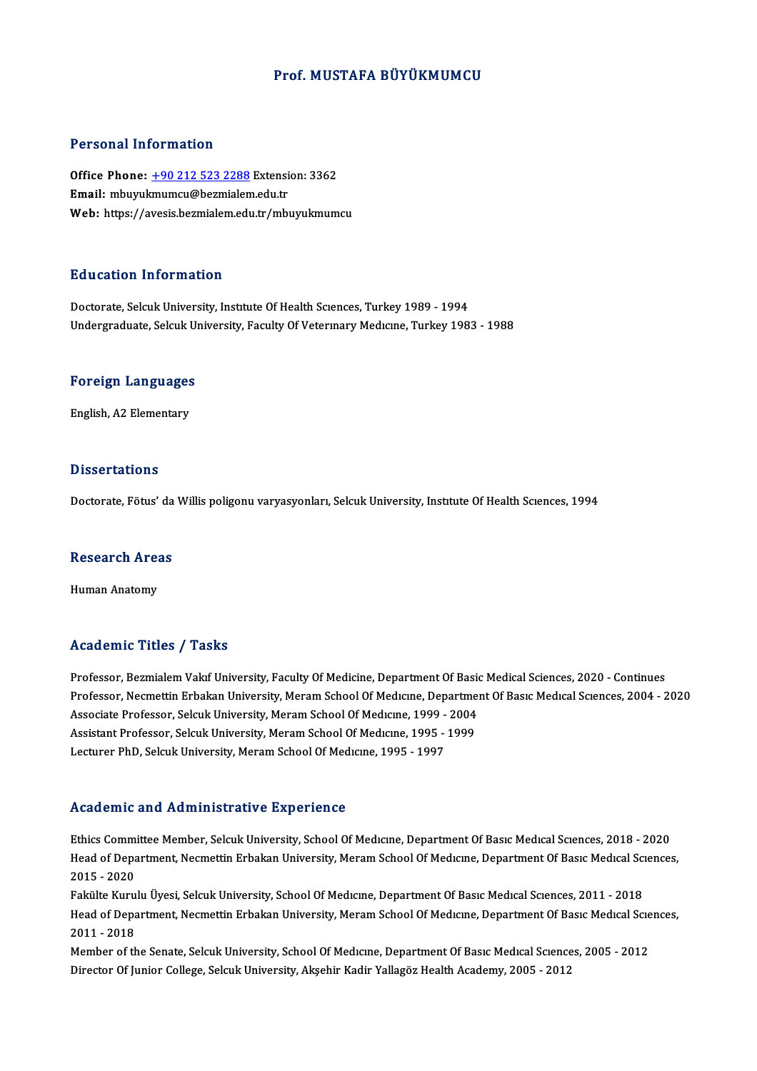# Prof. MUSTAFA BÜYÜKMUMCU

## Personal Information

**Office Phone:** +90 212 523 2288 Extension: 3362
**Email:** mbuyukmumcu@bezmialem.edu.tr
**Web:** https://avesis.bezmialem.edu.tr/mbuyukmumcu

## Education Information

Doctorate, Selcuk University, Institute Of Health Sciences, Turkey 1989 - 1994
Undergraduate, Selcuk University, Faculty Of Veterinary Medicine, Turkey 1983 - 1988

## Foreign Languages

English, A2 Elementary

## Dissertations

Doctorate, Fötus' da Willis poligonu varyasyonları, Selcuk University, Institute Of Health Sciences, 1994

## Research Areas

Human Anatomy

## Academic Titles / Tasks

Professor, Bezmialem Vakıf University, Faculty Of Medicine, Department Of Basic Medical Sciences, 2020 - Continues
Professor, Necmettin Erbakan University, Meram School Of Medicine, Department Of Basic Medical Sciences, 2004 - 2020
Associate Professor, Selcuk University, Meram School Of Medicine, 1999 - 2004
Assistant Professor, Selcuk University, Meram School Of Medicine, 1995 - 1999
Lecturer PhD, Selcuk University, Meram School Of Medicine, 1995 - 1997

## Academic and Administrative Experience

Ethics Committee Member, Selcuk University, School Of Medicine, Department Of Basic Medical Sciences, 2018 - 2020
Head of Department, Necmettin Erbakan University, Meram School Of Medicine, Department Of Basic Medical Sciences, 2015 - 2020
Fakülte Kurulu Üyesi, Selcuk University, School Of Medicine, Department Of Basic Medical Sciences, 2011 - 2018
Head of Department, Necmettin Erbakan University, Meram School Of Medicine, Department Of Basic Medical Sciences, 2011 - 2018
Member of the Senate, Selcuk University, School Of Medicine, Department Of Basic Medical Sciences, 2005 - 2012
Director Of Junior College, Selcuk University, Akşehir Kadir Yallagöz Health Academy, 2005 - 2012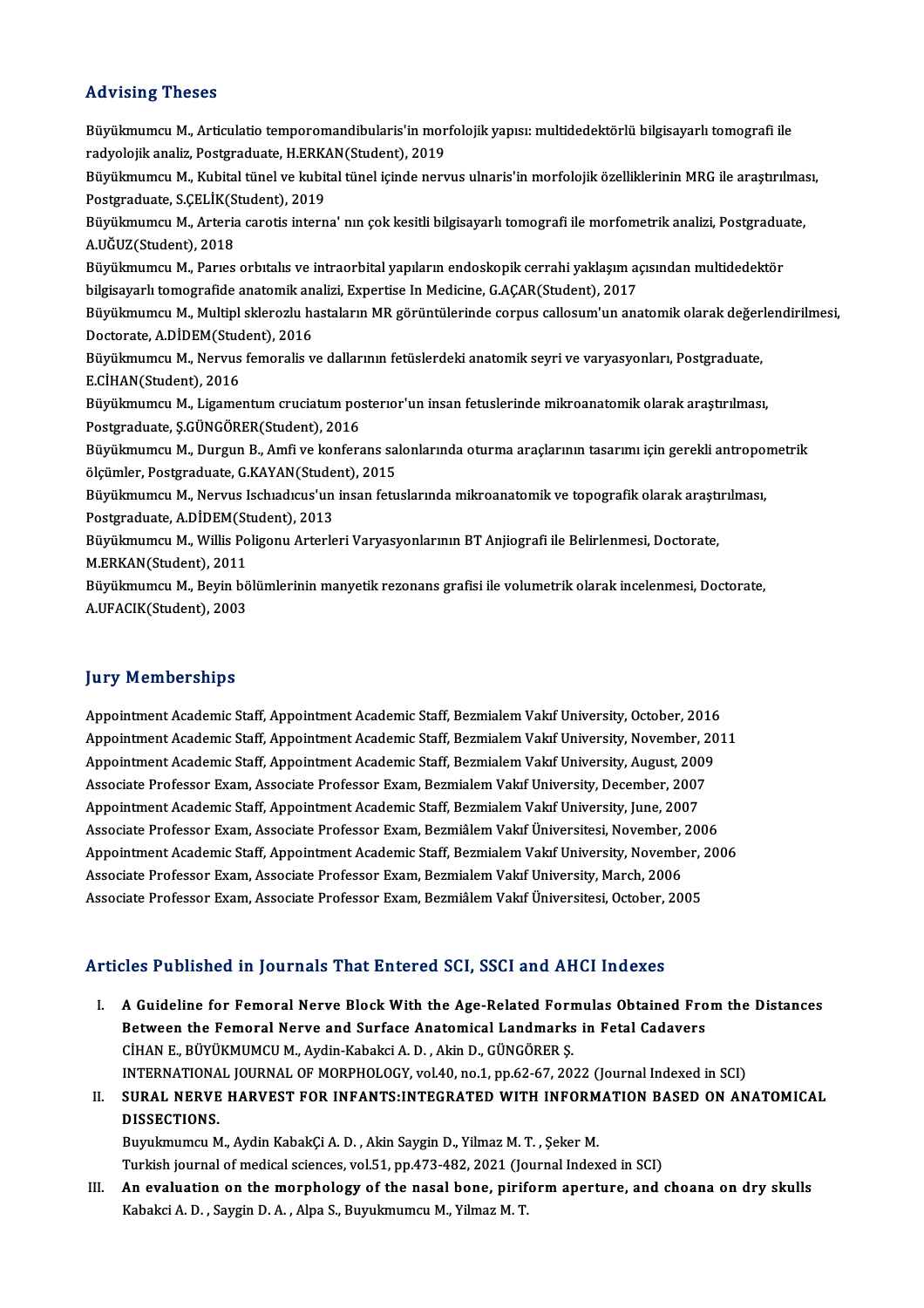## Advising Theses

Büyükmumcu M., Articulatio temporomandibularis'in morfolojik yapısı: multidedektörlü bilgisayarlı tomografi ile radyolojik analiz, Postgraduate, H.ERKAN(Student), 2019

Büyükmumcu M., Kubital tünel ve kubital tünel içinde nervus ulnaris'in morfolojik özelliklerinin MRG ile araştırılması, Postgraduate, S.ÇELİK(Student), 2019

Büyükmumcu M., Arteria carotis interna' nın çok kesitli bilgisayarlı tomografi ile morfometrik analizi, Postgraduate, A.UĞUZ(Student), 2018

Büyükmumcu M., Parıes orbıtalıs ve intraorbital yapıların endoskopik cerrahi yaklaşım açısından multidedektör bilgisayarlı tomografide anatomik analizi, Expertise In Medicine, G.AÇAR(Student), 2017

Büyükmumcu M., Multipl sklerozlu hastaların MR görüntülerinde corpus callosum'un anatomik olarak değerlendirilmesi, Doctorate, A.DİDEM(Student), 2016

Büyükmumcu M., Nervus femoralis ve dallarının fetüslerdeki anatomik seyri ve varyasyonları, Postgraduate, E.CİHAN(Student), 2016

Büyükmumcu M., Ligamentum cruciatum posterıor'un insan fetuslerinde mikroanatomik olarak araştırılması, Postgraduate, Ş.GÜNGÖRER(Student), 2016

Büyükmumcu M., Durgun B., Amfi ve konferans salonlarında oturma araçlarının tasarımı için gerekli antropometrik ölçümler, Postgraduate, G.KAYAN(Student), 2015

Büyükmumcu M., Nervus Ischıadıcus'un insan fetuslarında mikroanatomik ve topografik olarak araştırılması, Postgraduate, A.DİDEM(Student), 2013

Büyükmumcu M., Willis Poligonu Arterleri Varyasyonlarının BT Anjiografi ile Belirlenmesi, Doctorate, M.ERKAN(Student), 2011

Büyükmumcu M., Beyin bölümlerinin manyetik rezonans grafisi ile volumetrik olarak incelenmesi, Doctorate, A.UFACIK(Student), 2003

## Jury Memberships

Appointment Academic Staff, Appointment Academic Staff, Bezmialem Vakıf University, October, 2016
Appointment Academic Staff, Appointment Academic Staff, Bezmialem Vakıf University, November, 2011
Appointment Academic Staff, Appointment Academic Staff, Bezmialem Vakıf University, August, 2009
Associate Professor Exam, Associate Professor Exam, Bezmialem Vakıf University, December, 2007
Appointment Academic Staff, Appointment Academic Staff, Bezmialem Vakıf University, June, 2007
Associate Professor Exam, Associate Professor Exam, Bezmiâlem Vakıf Üniversitesi, November, 2006
Appointment Academic Staff, Appointment Academic Staff, Bezmialem Vakıf University, November, 2006
Associate Professor Exam, Associate Professor Exam, Bezmialem Vakıf University, March, 2006
Associate Professor Exam, Associate Professor Exam, Bezmiâlem Vakıf Üniversitesi, October, 2005

## Articles Published in Journals That Entered SCI, SSCI and AHCI Indexes

I. **A Guideline for Femoral Nerve Block With the Age-Related Formulas Obtained From the Distances Between the Femoral Nerve and Surface Anatomical Landmarks in Fetal Cadavers**
CİHAN E., BÜYÜKMUMCU M., Aydin-Kabakci A. D., Akin D., GÜNGÖRER Ş.
INTERNATIONAL JOURNAL OF MORPHOLOGY, vol.40, no.1, pp.62-67, 2022 (Journal Indexed in SCI)

II. **SURAL NERVE HARVEST FOR INFANTS:INTEGRATED WITH INFORMATION BASED ON ANATOMICAL DISSECTIONS.**
Buyukmumcu M., Aydin KabakÇi A. D., Akin Saygin D., Yilmaz M. T., Şeker M.
Turkish journal of medical sciences, vol.51, pp.473-482, 2021 (Journal Indexed in SCI)

III. **An evaluation on the morphology of the nasal bone, piriform aperture, and choana on dry skulls**
Kabakci A. D., Saygin D. A., Alpa S., Buyukmumcu M., Yilmaz M. T.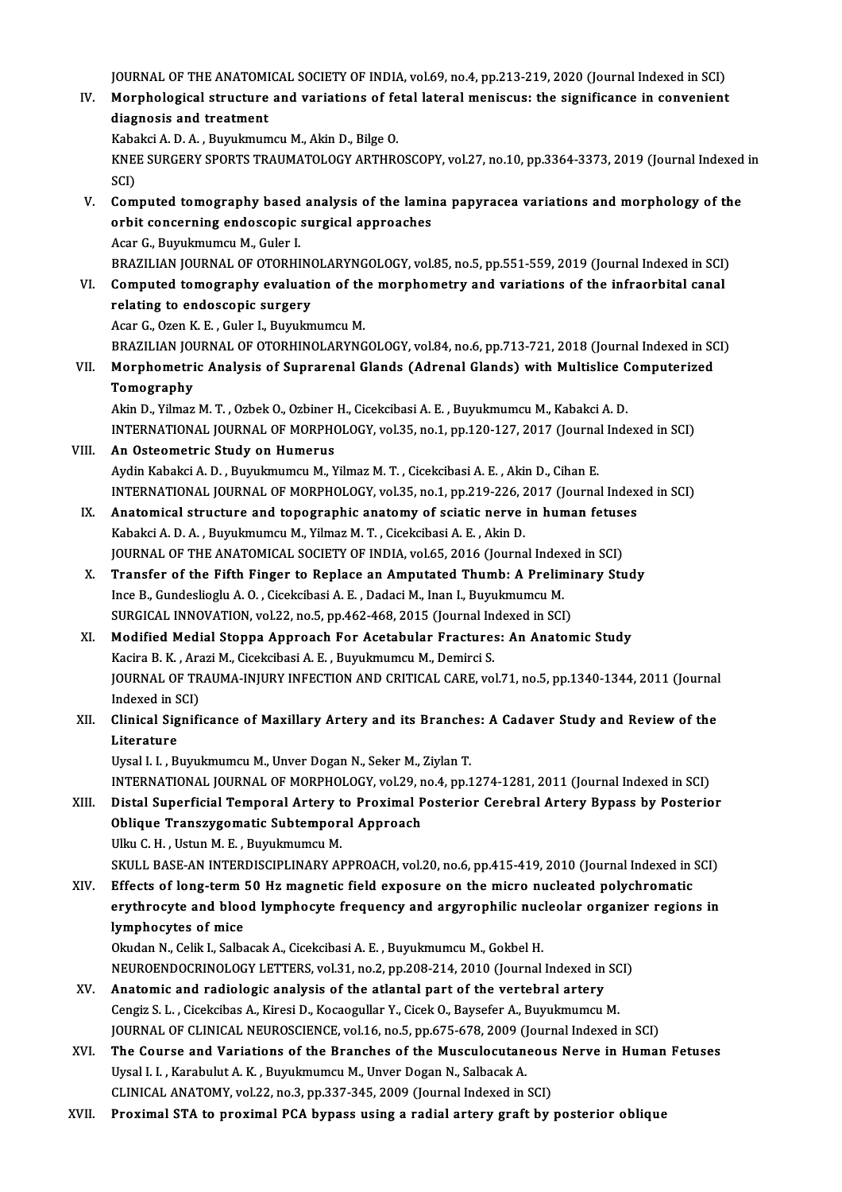JOURNAL OF THE ANATOMICAL SOCIETY OF INDIA, vol.69, no.4, pp.213-219, 2020 (Journal Indexed in SCI)

IV. **Morphological structure and variations of fetal lateral meniscus: the significance in convenient diagnosis and treatment**
Kabakci A. D. A. , Buyukmumcu M., Akin D., Bilge O.
KNEE SURGERY SPORTS TRAUMATOLOGY ARTHROSCOPY, vol.27, no.10, pp.3364-3373, 2019 (Journal Indexed in SCI)

V. **Computed tomography based analysis of the lamina papyracea variations and morphology of the orbit concerning endoscopic surgical approaches**
Acar G., Buyukmumcu M., Guler I.
BRAZILIAN JOURNAL OF OTORHINOLARYNGOLOGY, vol.85, no.5, pp.551-559, 2019 (Journal Indexed in SCI)

VI. **Computed tomography evaluation of the morphometry and variations of the infraorbital canal relating to endoscopic surgery**
Acar G., Ozen K. E. , Guler I., Buyukmumcu M.
BRAZILIAN JOURNAL OF OTORHINOLARYNGOLOGY, vol.84, no.6, pp.713-721, 2018 (Journal Indexed in SCI)

VII. **Morphometric Analysis of Suprarenal Glands (Adrenal Glands) with Multislice Computerized Tomography**
Akin D., Yilmaz M. T. , Ozbek O., Ozbiner H., Cicekcibasi A. E. , Buyukmumcu M., Kabakci A. D.
INTERNATIONAL JOURNAL OF MORPHOLOGY, vol.35, no.1, pp.120-127, 2017 (Journal Indexed in SCI)

VIII. **An Osteometric Study on Humerus**
Aydin Kabakci A. D. , Buyukmumcu M., Yilmaz M. T. , Cicekcibasi A. E. , Akin D., Cihan E.
INTERNATIONAL JOURNAL OF MORPHOLOGY, vol.35, no.1, pp.219-226, 2017 (Journal Indexed in SCI)

IX. **Anatomical structure and topographic anatomy of sciatic nerve in human fetuses**
Kabakci A. D. A. , Buyukmumcu M., Yilmaz M. T. , Cicekcibasi A. E. , Akin D.
JOURNAL OF THE ANATOMICAL SOCIETY OF INDIA, vol.65, 2016 (Journal Indexed in SCI)

X. **Transfer of the Fifth Finger to Replace an Amputated Thumb: A Preliminary Study**
Ince B., Gundeslioglu A. O. , Cicekcibasi A. E. , Dadaci M., Inan I., Buyukmumcu M.
SURGICAL INNOVATION, vol.22, no.5, pp.462-468, 2015 (Journal Indexed in SCI)

XI. **Modified Medial Stoppa Approach For Acetabular Fractures: An Anatomic Study**
Kacira B. K. , Arazi M., Cicekcibasi A. E. , Buyukmumcu M., Demirci S.
JOURNAL OF TRAUMA-INJURY INFECTION AND CRITICAL CARE, vol.71, no.5, pp.1340-1344, 2011 (Journal Indexed in SCI)

XII. **Clinical Significance of Maxillary Artery and its Branches: A Cadaver Study and Review of the Literature**
Uysal I. I. , Buyukmumcu M., Unver Dogan N., Seker M., Ziylan T.
INTERNATIONAL JOURNAL OF MORPHOLOGY, vol.29, no.4, pp.1274-1281, 2011 (Journal Indexed in SCI)

XIII. **Distal Superficial Temporal Artery to Proximal Posterior Cerebral Artery Bypass by Posterior Oblique Transzygomatic Subtemporal Approach**
Ulku C. H. , Ustun M. E. , Buyukmumcu M.
SKULL BASE-AN INTERDISCIPLINARY APPROACH, vol.20, no.6, pp.415-419, 2010 (Journal Indexed in SCI)

XIV. **Effects of long-term 50 Hz magnetic field exposure on the micro nucleated polychromatic erythrocyte and blood lymphocyte frequency and argyrophilic nucleolar organizer regions in lymphocytes of mice**
Okudan N., Celik I., Salbacak A., Cicekcibasi A. E. , Buyukmumcu M., Gokbel H.
NEUROENDOCRINOLOGY LETTERS, vol.31, no.2, pp.208-214, 2010 (Journal Indexed in SCI)

XV. **Anatomic and radiologic analysis of the atlantal part of the vertebral artery**
Cengiz S. L. , Cicekcibas A., Kiresi D., Kocaogullar Y., Cicek O., Baysefer A., Buyukmumcu M.
JOURNAL OF CLINICAL NEUROSCIENCE, vol.16, no.5, pp.675-678, 2009 (Journal Indexed in SCI)

XVI. **The Course and Variations of the Branches of the Musculocutaneous Nerve in Human Fetuses**
Uysal I. I. , Karabulut A. K. , Buyukmumcu M., Unver Dogan N., Salbacak A.
CLINICAL ANATOMY, vol.22, no.3, pp.337-345, 2009 (Journal Indexed in SCI)

XVII. **Proximal STA to proximal PCA bypass using a radial artery graft by posterior oblique**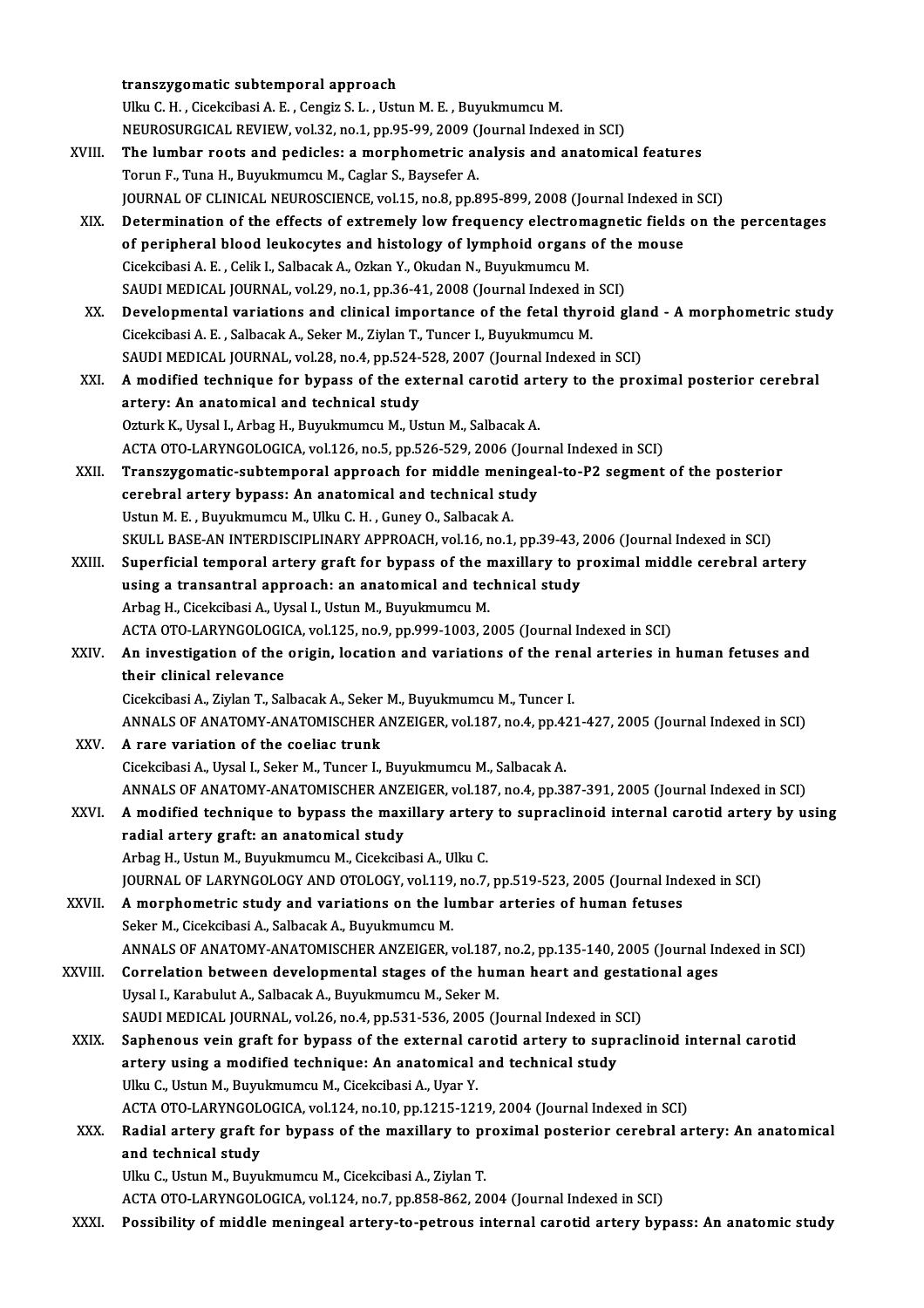transzygomatic subtemporal approach
Ulku C. H. , Cicekcibasi A. E. , Cengiz S. L. , Ustun M. E. , Buyukmumcu M.
NEUROSURGICAL REVIEW, vol.32, no.1, pp.95-99, 2009 (Journal Indexed in SCI)

XVIII. **The lumbar roots and pedicles: a morphometric analysis and anatomical features**
Torun F., Tuna H., Buyukmumcu M., Caglar S., Baysefer A.
JOURNAL OF CLINICAL NEUROSCIENCE, vol.15, no.8, pp.895-899, 2008 (Journal Indexed in SCI)

XIX. **Determination of the effects of extremely low frequency electromagnetic fields on the percentages of peripheral blood leukocytes and histology of lymphoid organs of the mouse**
Cicekcibasi A. E. , Celik I., Salbacak A., Ozkan Y., Okudan N., Buyukmumcu M.
SAUDI MEDICAL JOURNAL, vol.29, no.1, pp.36-41, 2008 (Journal Indexed in SCI)

XX. **Developmental variations and clinical importance of the fetal thyroid gland - A morphometric study**
Cicekcibasi A. E. , Salbacak A., Seker M., Ziylan T., Tuncer I., Buyukmumcu M.
SAUDI MEDICAL JOURNAL, vol.28, no.4, pp.524-528, 2007 (Journal Indexed in SCI)

XXI. **A modified technique for bypass of the external carotid artery to the proximal posterior cerebral artery: An anatomical and technical study**
Ozturk K., Uysal I., Arbag H., Buyukmumcu M., Ustun M., Salbacak A.
ACTA OTO-LARYNGOLOGICA, vol.126, no.5, pp.526-529, 2006 (Journal Indexed in SCI)

XXII. **Transzygomatic-subtemporal approach for middle meningeal-to-P2 segment of the posterior cerebral artery bypass: An anatomical and technical study**
Ustun M. E. , Buyukmumcu M., Ulku C. H. , Guney O., Salbacak A.
SKULL BASE-AN INTERDISCIPLINARY APPROACH, vol.16, no.1, pp.39-43, 2006 (Journal Indexed in SCI)

XXIII. **Superficial temporal artery graft for bypass of the maxillary to proximal middle cerebral artery using a transantral approach: an anatomical and technical study**
Arbag H., Cicekcibasi A., Uysal I., Ustun M., Buyukmumcu M.
ACTA OTO-LARYNGOLOGICA, vol.125, no.9, pp.999-1003, 2005 (Journal Indexed in SCI)

XXIV. **An investigation of the origin, location and variations of the renal arteries in human fetuses and their clinical relevance**
Cicekcibasi A., Ziylan T., Salbacak A., Seker M., Buyukmumcu M., Tuncer I.
ANNALS OF ANATOMY-ANATOMISCHER ANZEIGER, vol.187, no.4, pp.421-427, 2005 (Journal Indexed in SCI)

XXV. **A rare variation of the coeliac trunk**
Cicekcibasi A., Uysal I., Seker M., Tuncer I., Buyukmumcu M., Salbacak A.
ANNALS OF ANATOMY-ANATOMISCHER ANZEIGER, vol.187, no.4, pp.387-391, 2005 (Journal Indexed in SCI)

XXVI. **A modified technique to bypass the maxillary artery to supraclinoid internal carotid artery by using radial artery graft: an anatomical study**
Arbag H., Ustun M., Buyukmumcu M., Cicekcibasi A., Ulku C.
JOURNAL OF LARYNGOLOGY AND OTOLOGY, vol.119, no.7, pp.519-523, 2005 (Journal Indexed in SCI)

XXVII. **A morphometric study and variations on the lumbar arteries of human fetuses**
Seker M., Cicekcibasi A., Salbacak A., Buyukmumcu M.
ANNALS OF ANATOMY-ANATOMISCHER ANZEIGER, vol.187, no.2, pp.135-140, 2005 (Journal Indexed in SCI)

XXVIII. **Correlation between developmental stages of the human heart and gestational ages**
Uysal I., Karabulut A., Salbacak A., Buyukmumcu M., Seker M.
SAUDI MEDICAL JOURNAL, vol.26, no.4, pp.531-536, 2005 (Journal Indexed in SCI)

XXIX. **Saphenous vein graft for bypass of the external carotid artery to supraclinoid internal carotid artery using a modified technique: An anatomical and technical study**
Ulku C., Ustun M., Buyukmumcu M., Cicekcibasi A., Uyar Y.
ACTA OTO-LARYNGOLOGICA, vol.124, no.10, pp.1215-1219, 2004 (Journal Indexed in SCI)

XXX. **Radial artery graft for bypass of the maxillary to proximal posterior cerebral artery: An anatomical and technical study**
Ulku C., Ustun M., Buyukmumcu M., Cicekcibasi A., Ziylan T.
ACTA OTO-LARYNGOLOGICA, vol.124, no.7, pp.858-862, 2004 (Journal Indexed in SCI)

XXXI. **Possibility of middle meningeal artery-to-petrous internal carotid artery bypass: An anatomic study**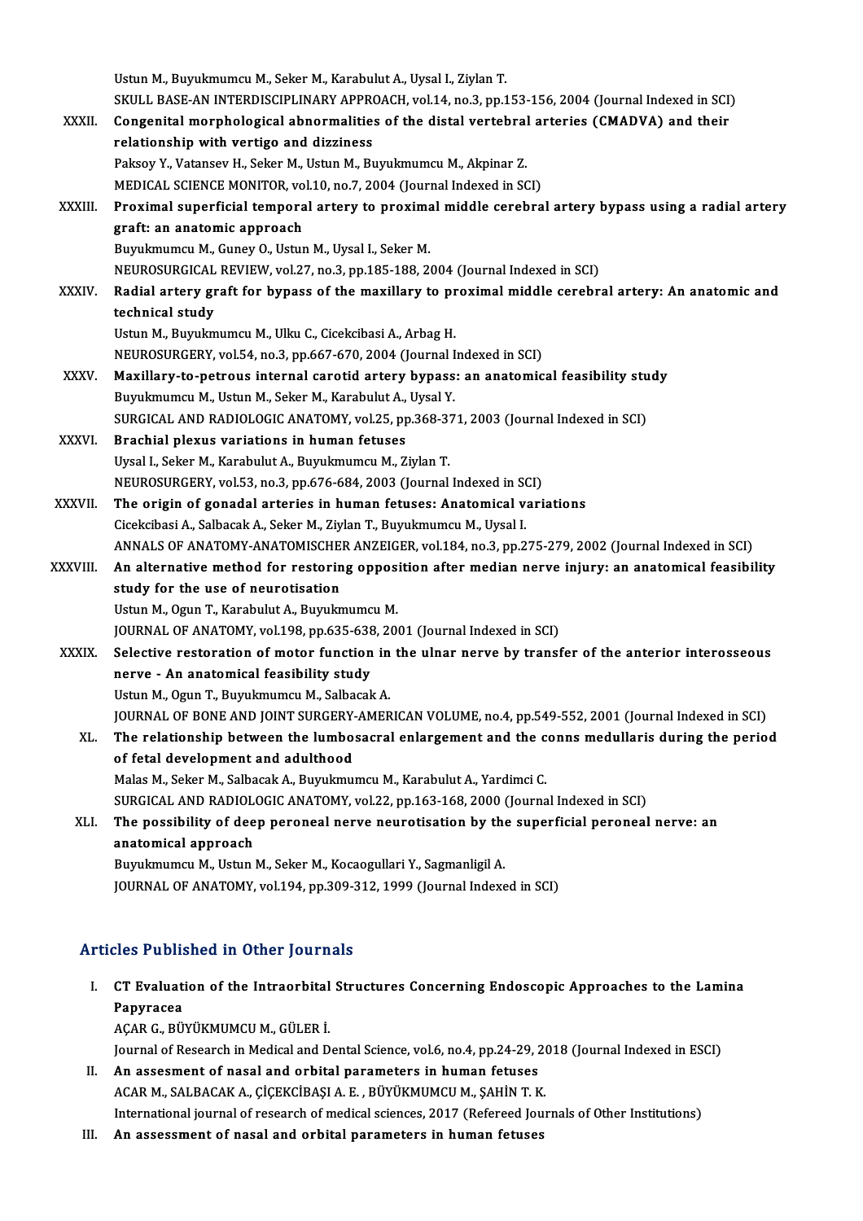Ustun M., Buyukmumcu M., Seker M., Karabulut A., Uysal I., Ziylan T.
SKULL BASE-AN INTERDISCIPLINARY APPROACH, vol.14, no.3, pp.153-156, 2004 (Journal Indexed in SCI)

XXXII. **Congenital morphological abnormalities of the distal vertebral arteries (CMADVA) and their relationship with vertigo and dizziness**
Paksoy Y., Vatansev H., Seker M., Ustun M., Buyukmumcu M., Akpinar Z.
MEDICAL SCIENCE MONITOR, vol.10, no.7, 2004 (Journal Indexed in SCI)

XXXIII. **Proximal superficial temporal artery to proximal middle cerebral artery bypass using a radial artery graft: an anatomic approach**
Buyukmumcu M., Guney O., Ustun M., Uysal I., Seker M.
NEUROSURGICAL REVIEW, vol.27, no.3, pp.185-188, 2004 (Journal Indexed in SCI)

XXXIV. **Radial artery graft for bypass of the maxillary to proximal middle cerebral artery: An anatomic and technical study**
Ustun M., Buyukmumcu M., Ulku C., Cicekcibasi A., Arbag H.
NEUROSURGERY, vol.54, no.3, pp.667-670, 2004 (Journal Indexed in SCI)

XXXV. **Maxillary-to-petrous internal carotid artery bypass: an anatomical feasibility study**
Buyukmumcu M., Ustun M., Seker M., Karabulut A., Uysal Y.
SURGICAL AND RADIOLOGIC ANATOMY, vol.25, pp.368-371, 2003 (Journal Indexed in SCI)

XXXVI. **Brachial plexus variations in human fetuses**
Uysal I., Seker M., Karabulut A., Buyukmumcu M., Ziylan T.
NEUROSURGERY, vol.53, no.3, pp.676-684, 2003 (Journal Indexed in SCI)

XXXVII. **The origin of gonadal arteries in human fetuses: Anatomical variations**
Cicekcibasi A., Salbacak A., Seker M., Ziylan T., Buyukmumcu M., Uysal I.
ANNALS OF ANATOMY-ANATOMISCHER ANZEIGER, vol.184, no.3, pp.275-279, 2002 (Journal Indexed in SCI)

XXXVIII. **An alternative method for restoring opposition after median nerve injury: an anatomical feasibility study for the use of neurotisation**
Ustun M., Ogun T., Karabulut A., Buyukmumcu M.
JOURNAL OF ANATOMY, vol.198, pp.635-638, 2001 (Journal Indexed in SCI)

XXXIX. **Selective restoration of motor function in the ulnar nerve by transfer of the anterior interosseous nerve - An anatomical feasibility study**
Ustun M., Ogun T., Buyukmumcu M., Salbacak A.
JOURNAL OF BONE AND JOINT SURGERY-AMERICAN VOLUME, no.4, pp.549-552, 2001 (Journal Indexed in SCI)

XL. **The relationship between the lumbosacral enlargement and the conns medullaris during the period of fetal development and adulthood**
Malas M., Seker M., Salbacak A., Buyukmumcu M., Karabulut A., Yardimci C.
SURGICAL AND RADIOLOGIC ANATOMY, vol.22, pp.163-168, 2000 (Journal Indexed in SCI)

XLI. **The possibility of deep peroneal nerve neurotisation by the superficial peroneal nerve: an anatomical approach**
Buyukmumcu M., Ustun M., Seker M., Kocaogullari Y., Sagmanligil A.
JOURNAL OF ANATOMY, vol.194, pp.309-312, 1999 (Journal Indexed in SCI)

## Articles Published in Other Journals

I. **CT Evaluation of the Intraorbital Structures Concerning Endoscopic Approaches to the Lamina Papyracea**
AÇAR G., BÜYÜKMUMCU M., GÜLER İ.
Journal of Research in Medical and Dental Science, vol.6, no.4, pp.24-29, 2018 (Journal Indexed in ESCI)

II. **An assesment of nasal and orbital parameters in human fetuses**
ACAR M., SALBACAK A., ÇİÇEKCİBAŞI A. E. , BÜYÜKMUMCU M., ŞAHİN T. K.
International journal of research of medical sciences, 2017 (Refereed Journals of Other Institutions)

III. **An assessment of nasal and orbital parameters in human fetuses**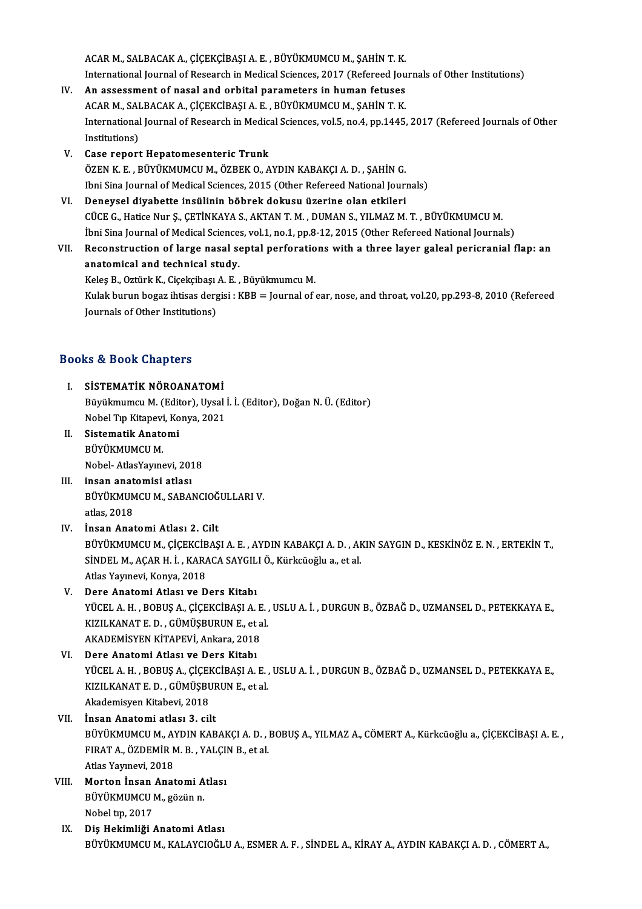ACAR M., SALBACAK A., ÇİÇEKÇİBAŞI A. E. , BÜYÜKMUMCU M., ŞAHİN T. K.
International Journal of Research in Medical Sciences, 2017 (Refereed Journals of Other Institutions)

IV. **An assessment of nasal and orbital parameters in human fetuses**
ACAR M., SALBACAK A., ÇİÇEKÇİBAŞI A. E. , BÜYÜKMUMCU M., ŞAHİN T. K.
International Journal of Research in Medical Sciences, vol.5, no.4, pp.1445, 2017 (Refereed Journals of Other Institutions)

V. **Case report Hepatomesenteric Trunk**
ÖZEN K. E. , BÜYÜKMUMCU M., ÖZBEK O., AYDIN KABAKÇI A. D. , ŞAHİN G.
Ibni Sina Journal of Medical Sciences, 2015 (Other Refereed National Journals)

VI. **Deneysel diyabette insülinin böbrek dokusu üzerine olan etkileri**
CÜCE G., Hatice Nur Ş., ÇETİNKAYA S., AKTAN T. M. , DUMAN S., YILMAZ M. T. , BÜYÜKMUMCU M.
İbni Sina Journal of Medical Sciences, vol.1, no.1, pp.8-12, 2015 (Other Refereed National Journals)

VII. **Reconstruction of large nasal septal perforations with a three layer galeal pericranial flap: an anatomical and technical study.**
Keleş B., Oztürk K., Ciçekçibaşı A. E. , Büyükmumcu M.
Kulak burun bogaz ihtisas dergisi : KBB = Journal of ear, nose, and throat, vol.20, pp.293-8, 2010 (Refereed Journals of Other Institutions)

## Books & Book Chapters

I. **SİSTEMATİK NÖROANATOMİ**
Büyükmumcu M. (Editor), Uysal İ. İ. (Editor), Doğan N. Ü. (Editor)
Nobel Tıp Kitapevi, Konya, 2021

II. **Sistematik Anatomi**
BÜYÜKMUMCU M.
Nobel- AtlasYayınevi, 2018

III. **insan anatomisi atlası**
BÜYÜKMUMCU M., SABANCIOĞULLARI V.
atlas, 2018

IV. **İnsan Anatomi Atlası 2. Cilt**
BÜYÜKMUMCU M., ÇİÇEKCİBAŞI A. E. , AYDIN KABAKÇI A. D. , AKIN SAYGIN D., KESKİNÖZ E. N. , ERTEKİN T., SİNDEL M., AÇAR H. İ. , KARACA SAYGILI Ö., Kürkcüoğlu a., et al.
Atlas Yayınevi, Konya, 2018

V. **Dere Anatomi Atlası ve Ders Kitabı**
YÜCEL A. H. , BOBUŞ A., ÇİÇEKCİBAŞI A. E. , USLU A. İ. , DURGUN B., ÖZBAĞ D., UZMANSEL D., PETEKKAYA E., KIZILKANAT E. D. , GÜMÜŞBURUN E., et al.
AKADEMİSYEN KİTAPEVİ, Ankara, 2018

VI. **Dere Anatomi Atlası ve Ders Kitabı**
YÜCEL A. H. , BOBUŞ A., ÇİÇEKCİBAŞI A. E. , USLU A. İ. , DURGUN B., ÖZBAĞ D., UZMANSEL D., PETEKKAYA E., KIZILKANAT E. D. , GÜMÜŞBURUN E., et al.
Akademisyen Kitabevi, 2018

VII. **İnsan Anatomi atlası 3. cilt**
BÜYÜKMUMCU M., AYDIN KABAKÇI A. D. , BOBUŞ A., YILMAZ A., CÖMERT A., Kürkcüoğlu a., ÇİÇEKCİBAŞI A. E. , FIRAT A., ÖZDEMİR M. B. , YALÇIN B., et al.
Atlas Yayınevi, 2018

VIII. **Morton İnsan Anatomi Atlası**
BÜYÜKMUMCU M., gözün n.
Nobel tıp, 2017

IX. **Diş Hekimliği Anatomi Atlası**
BÜYÜKMUMCU M., KALAYCIOĞLU A., ESMER A. F. , SİNDEL A., KİRAY A., AYDIN KABAKÇI A. D. , CÖMERT A.,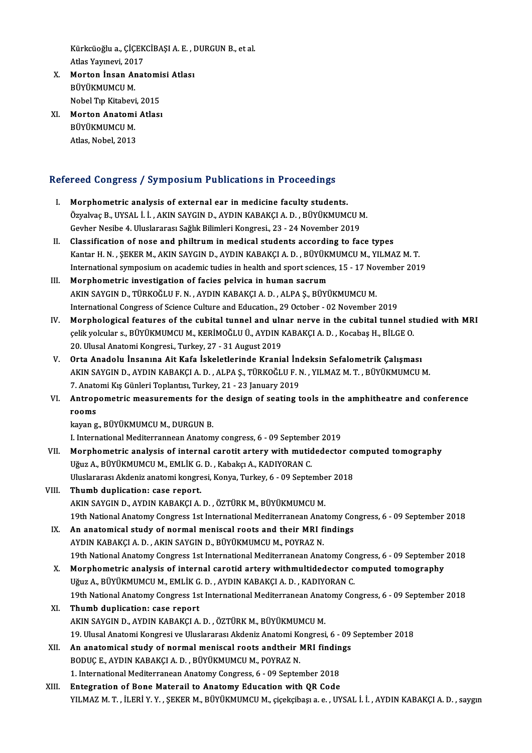Kürkcüoğlu a., ÇİÇEKCİBAŞI A. E. , DURGUN B., et al.
Atlas Yayınevi, 2017

X. **Morton İnsan Anatomisi Atlası**
BÜYÜKMUMCU M.
Nobel Tıp Kitabevi, 2015

XI. **Morton Anatomi Atlası**
BÜYÜKMUMCU M.
Atlas, Nobel, 2013

## Refereed Congress / Symposium Publications in Proceedings

I. **Morphometric analysis of external ear in medicine faculty students.**
Özyalvaç B., UYSAL İ. İ. , AKIN SAYGIN D., AYDIN KABAKÇI A. D. , BÜYÜKMUMCU M.
Gevher Nesibe 4. Uluslararası Sağlık Bilimleri Kongresi., 23 - 24 November 2019

II. **Classification of nose and philtrum in medical students according to face types**
Kantar H. N. , ŞEKER M., AKIN SAYGIN D., AYDIN KABAKÇI A. D. , BÜYÜKMUMCU M., YILMAZ M. T.
International symposium on academic tudies in health and sport sciences, 15 - 17 November 2019

III. **Morphometric investigation of facies pelvica in human sacrum**
AKIN SAYGIN D., TÜRKOĞLU F. N. , AYDIN KABAKÇI A. D. , ALPA Ş., BÜYÜKMUMCU M.
International Congress of Science Culture and Education., 29 October - 02 November 2019

IV. **Morphological features of the cubital tunnel and ulnar nerve in the cubital tunnel studied with MRI**
çelik yolcular s., BÜYÜKMUMCU M., KERİMOĞLU Ü., AYDIN KABAKÇI A. D. , Kocabaş H., BİLGE O.
20. Ulusal Anatomi Kongresi., Turkey, 27 - 31 August 2019

V. **Orta Anadolu İnsanına Ait Kafa İskeletlerinde Kranial İndeksin Sefalometrik Çalışması**
AKIN SAYGIN D., AYDIN KABAKÇI A. D. , ALPA Ş., TÜRKOĞLU F. N. , YILMAZ M. T. , BÜYÜKMUMCU M.
7. Anatomi Kış Günleri Toplantısı, Turkey, 21 - 23 January 2019

VI. **Antropometric measurements for the design of seating tools in the amphitheatre and conference rooms**
kayan g., BÜYÜKMUMCU M., DURGUN B.
I. International Mediterrannean Anatomy congress, 6 - 09 September 2019

VII. **Morphometric analysis of internal carotit artery with mutidedector computed tomography**
Uğuz A., BÜYÜKMUMCU M., EMLİK G. D. , Kabakçı A., KADIYORAN C.
Uluslararası Akdeniz anatomi kongresi, Konya, Turkey, 6 - 09 September 2018

VIII. **Thumb duplication: case report.**
AKIN SAYGIN D., AYDIN KABAKÇI A. D. , ÖZTÜRK M., BÜYÜKMUMCU M.
19th National Anatomy Congress 1st International Mediterranean Anatomy Congress, 6 - 09 September 2018

IX. **An anatomical study of normal meniscal roots and their MRI findings**
AYDIN KABAKÇI A. D. , AKIN SAYGIN D., BÜYÜKMUMCU M., POYRAZ N.
19th National Anatomy Congress 1st International Mediterranean Anatomy Congress, 6 - 09 September 2018

X. **Morphometric analysis of internal carotid artery withmultidedector computed tomography**
Uğuz A., BÜYÜKMUMCU M., EMLİK G. D. , AYDIN KABAKÇI A. D. , KADIYORAN C.
19th National Anatomy Congress 1st International Mediterranean Anatomy Congress, 6 - 09 September 2018

XI. **Thumb duplication: case report**
AKIN SAYGIN D., AYDIN KABAKÇI A. D. , ÖZTÜRK M., BÜYÜKMUMCU M.
19. Ulusal Anatomi Kongresi ve Uluslararası Akdeniz Anatomi Kongresi, 6 - 09 September 2018

XII. **An anatomical study of normal meniscal roots andtheir MRI findings**
BODUÇ E., AYDIN KABAKÇI A. D. , BÜYÜKMUMCU M., POYRAZ N.
1. International Mediterranean Anatomy Congress, 6 - 09 September 2018

XIII. **Entegration of Bone Materail to Anatomy Education with QR Code**
YILMAZ M. T. , İLERİ Y. Y. , ŞEKER M., BÜYÜKMUMCU M., çiçekçibaşı a. e. , UYSAL İ. İ. , AYDIN KABAKÇI A. D. , saygın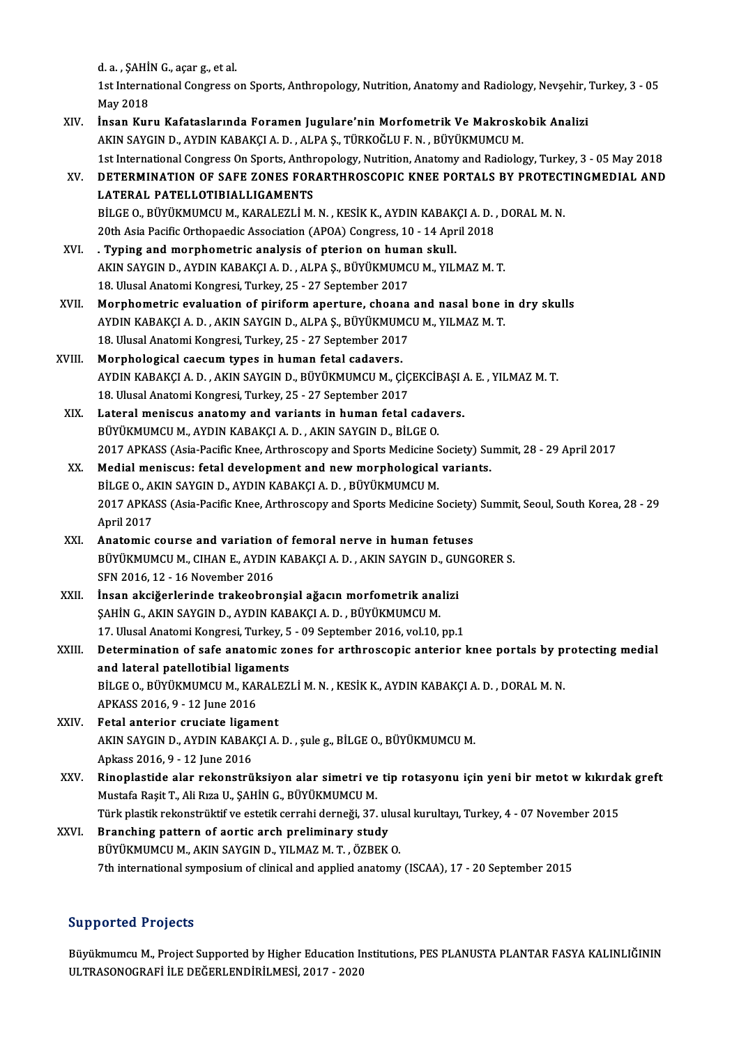d. a. , ŞAHİN G., açar g., et al.
1st International Congress on Sports, Anthropology, Nutrition, Anatomy and Radiology, Nevşehir, Turkey, 3 - 05 May 2018

XIV. **İnsan Kuru Kafataslarında Foramen Jugulare'nin Morfometrik Ve Makroskobik Analizi**
AKIN SAYGIN D., AYDIN KABAKÇI A. D. , ALPA Ş., TÜRKOĞLU F. N. , BÜYÜKMUMCU M.
1st International Congress On Sports, Anthropology, Nutrition, Anatomy and Radiology, Turkey, 3 - 05 May 2018

XV. **DETERMINATION OF SAFE ZONES FORARTHROSCOPIC KNEE PORTALS BY PROTECTINGMEDIAL AND LATERAL PATELLOTIBIALLIGAMENTS**
BİLGE O., BÜYÜKMUMCU M., KARALEZLİ M. N. , KESİK K., AYDIN KABAKÇI A. D. , DORAL M. N.
20th Asia Pacific Orthopaedic Association (APOA) Congress, 10 - 14 April 2018

XVI. **. Typing and morphometric analysis of pterion on human skull.**
AKIN SAYGIN D., AYDIN KABAKÇI A. D. , ALPA Ş., BÜYÜKMUMCU M., YILMAZ M. T.
18. Ulusal Anatomi Kongresi, Turkey, 25 - 27 September 2017

XVII. **Morphometric evaluation of piriform aperture, choana and nasal bone in dry skulls**
AYDIN KABAKÇI A. D. , AKIN SAYGIN D., ALPA Ş., BÜYÜKMUMCU M., YILMAZ M. T.
18. Ulusal Anatomi Kongresi, Turkey, 25 - 27 September 2017

XVIII. **Morphological caecum types in human fetal cadavers.**
AYDIN KABAKÇI A. D. , AKIN SAYGIN D., BÜYÜKMUMCU M., ÇİÇEKCİBAŞI A. E. , YILMAZ M. T.
18. Ulusal Anatomi Kongresi, Turkey, 25 - 27 September 2017

XIX. **Lateral meniscus anatomy and variants in human fetal cadavers.**
BÜYÜKMUMCU M., AYDIN KABAKÇI A. D. , AKIN SAYGIN D., BİLGE O.
2017 APKASS (Asia-Pacific Knee, Arthroscopy and Sports Medicine Society) Summit, 28 - 29 April 2017

XX. **Medial meniscus: fetal development and new morphological variants.**
BİLGE O., AKIN SAYGIN D., AYDIN KABAKÇI A. D. , BÜYÜKMUMCU M.
2017 APKASS (Asia-Pacific Knee, Arthroscopy and Sports Medicine Society) Summit, Seoul, South Korea, 28 - 29 April 2017

XXI. **Anatomic course and variation of femoral nerve in human fetuses**
BÜYÜKMUMCU M., CIHAN E., AYDIN KABAKÇI A. D. , AKIN SAYGIN D., GUNGORER S.
SFN 2016, 12 - 16 November 2016

XXII. **İnsan akciğerlerinde trakeobronşial ağacın morfometrik analizi**
ŞAHİN G., AKIN SAYGIN D., AYDIN KABAKÇI A. D. , BÜYÜKMUMCU M.
17. Ulusal Anatomi Kongresi, Turkey, 5 - 09 September 2016, vol.10, pp.1

XXIII. **Determination of safe anatomic zones for arthroscopic anterior knee portals by protecting medial and lateral patellotibial ligaments**
BİLGE O., BÜYÜKMUMCU M., KARALEZLİ M. N. , KESİK K., AYDIN KABAKÇI A. D. , DORAL M. N.
APKASS 2016, 9 - 12 June 2016

XXIV. **Fetal anterior cruciate ligament**
AKIN SAYGIN D., AYDIN KABAKÇI A. D. , şule g., BİLGE O., BÜYÜKMUMCU M.
Apkass 2016, 9 - 12 June 2016

XXV. **Rinoplastide alar rekonstrüksiyon alar simetri ve tip rotasyonu için yeni bir metot w kıkırdak greft**
Mustafa Raşit T., Ali Rıza U., ŞAHİN G., BÜYÜKMUMCU M.
Türk plastik rekonstrüktif ve estetik cerrahi derneği, 37. ulusal kurultayı, Turkey, 4 - 07 November 2015

XXVI. **Branching pattern of aortic arch preliminary study**
BÜYÜKMUMCU M., AKIN SAYGIN D., YILMAZ M. T. , ÖZBEK O.
7th international symposium of clinical and applied anatomy (ISCAA), 17 - 20 September 2015

## Supported Projects

Büyükmumcu M., Project Supported by Higher Education Institutions, PES PLANUSTA PLANTAR FASYA KALINLIĞININ ULTRASONOGRAFİ İLE DEĞERLENDİRİLMESİ, 2017 - 2020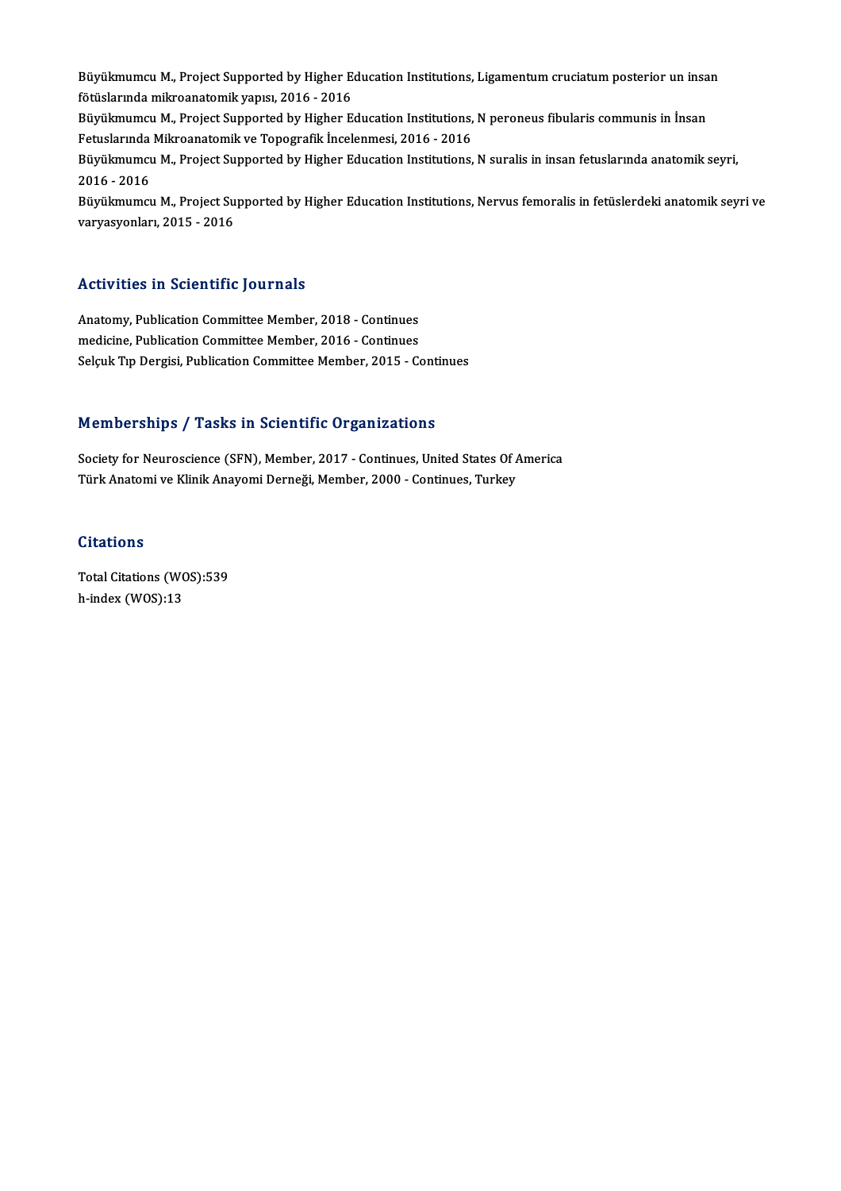Büyükmumcu M., Project Supported by Higher Education Institutions, Ligamentum cruciatum posterior un insan fötüslarında mikroanatomik yapısı, 2016 - 2016

Büyükmumcu M., Project Supported by Higher Education Institutions, N peroneus fibularis communis in İnsan Fetuslarında Mikroanatomik ve Topografik İncelenmesi, 2016 - 2016

Büyükmumcu M., Project Supported by Higher Education Institutions, N suralis in insan fetuslarında anatomik seyri, 2016 - 2016

Büyükmumcu M., Project Supported by Higher Education Institutions, Nervus femoralis in fetüslerdeki anatomik seyri ve varyasyonları, 2015 - 2016

## Activities in Scientific Journals

Anatomy, Publication Committee Member, 2018 - Continues

medicine, Publication Committee Member, 2016 - Continues

Selçuk Tıp Dergisi, Publication Committee Member, 2015 - Continues

## Memberships / Tasks in Scientific Organizations

Society for Neuroscience (SFN), Member, 2017 - Continues, United States Of America

Türk Anatomi ve Klinik Anayomi Derneği, Member, 2000 - Continues, Turkey

## Citations

Total Citations (WOS):539

h-index (WOS):13